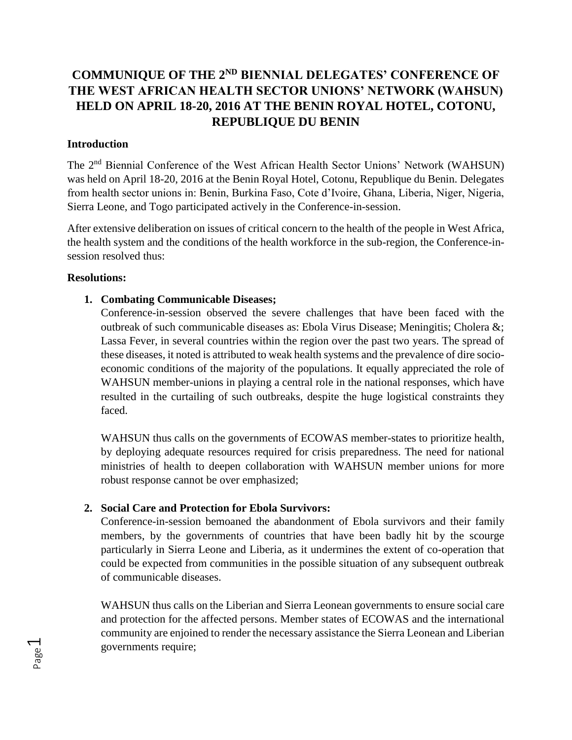# COMMUNIQUE OF THE 2[ND] BIENNIAL DELEGATES' CONFERENCE OF THE WEST AFRICAN HEALTH SECTOR UNIONS' NETWORK (WAHSUN) HELD ON APRIL 18-20, 2016 AT THE BENIN ROYAL HOTEL, COTONU, REPUBLIQUE DU BENIN

**Introduction**

The 2[nd] Biennial Conference of the West African Health Sector Unions' Network (WAHSUN) was held on April 18-20, 2016 at the Benin Royal Hotel, Cotonu, Republique du Benin. Delegates from health sector unions in: Benin, Burkina Faso, Cote d'Ivoire, Ghana, Liberia, Niger, Nigeria, Sierra Leone, and Togo participated actively in the Conference-in-session.

After extensive deliberation on issues of critical concern to the health of the people in West Africa, the health system and the conditions of the health workforce in the sub-region, the Conference-in-session resolved thus:

**Resolutions:**

1. **Combating Communicable Diseases;**

   Conference-in-session observed the severe challenges that have been faced with the outbreak of such communicable diseases as: Ebola Virus Disease; Meningitis; Cholera &; Lassa Fever, in several countries within the region over the past two years. The spread of these diseases, it noted is attributed to weak health systems and the prevalence of dire socio-economic conditions of the majority of the populations. It equally appreciated the role of WAHSUN member-unions in playing a central role in the national responses, which have resulted in the curtailing of such outbreaks, despite the huge logistical constraints they faced.

   WAHSUN thus calls on the governments of ECOWAS member-states to prioritize health, by deploying adequate resources required for crisis preparedness. The need for national ministries of health to deepen collaboration with WAHSUN member unions for more robust response cannot be over emphasized;

2. **Social Care and Protection for Ebola Survivors:**

   Conference-in-session bemoaned the abandonment of Ebola survivors and their family members, by the governments of countries that have been badly hit by the scourge particularly in Sierra Leone and Liberia, as it undermines the extent of co-operation that could be expected from communities in the possible situation of any subsequent outbreak of communicable diseases.

   WAHSUN thus calls on the Liberian and Sierra Leonean governments to ensure social care and protection for the affected persons. Member states of ECOWAS and the international community are enjoined to render the necessary assistance the Sierra Leonean and Liberian governments require;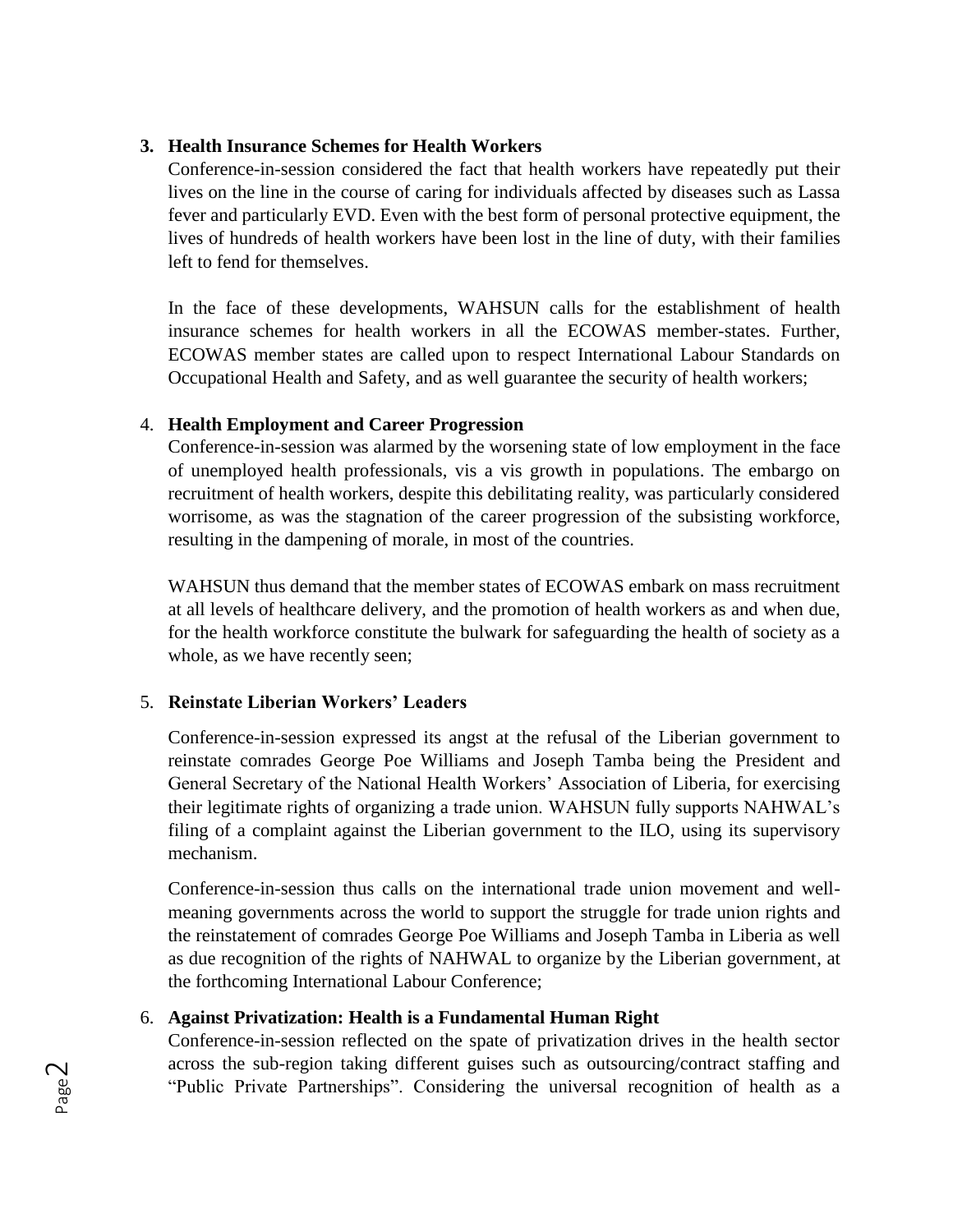3. **Health Insurance Schemes for Health Workers**

   Conference-in-session considered the fact that health workers have repeatedly put their lives on the line in the course of caring for individuals affected by diseases such as Lassa fever and particularly EVD. Even with the best form of personal protective equipment, the lives of hundreds of health workers have been lost in the line of duty, with their families left to fend for themselves.

   In the face of these developments, WAHSUN calls for the establishment of health insurance schemes for health workers in all the ECOWAS member-states. Further, ECOWAS member states are called upon to respect International Labour Standards on Occupational Health and Safety, and as well guarantee the security of health workers;

4. **Health Employment and Career Progression**

   Conference-in-session was alarmed by the worsening state of low employment in the face of unemployed health professionals, vis a vis growth in populations. The embargo on recruitment of health workers, despite this debilitating reality, was particularly considered worrisome, as was the stagnation of the career progression of the subsisting workforce, resulting in the dampening of morale, in most of the countries.

   WAHSUN thus demand that the member states of ECOWAS embark on mass recruitment at all levels of healthcare delivery, and the promotion of health workers as and when due, for the health workforce constitute the bulwark for safeguarding the health of society as a whole, as we have recently seen;

5. **Reinstate Liberian Workers' Leaders**

   Conference-in-session expressed its angst at the refusal of the Liberian government to reinstate comrades George Poe Williams and Joseph Tamba being the President and General Secretary of the National Health Workers' Association of Liberia, for exercising their legitimate rights of organizing a trade union. WAHSUN fully supports NAHWAL's filing of a complaint against the Liberian government to the ILO, using its supervisory mechanism.

   Conference-in-session thus calls on the international trade union movement and well-meaning governments across the world to support the struggle for trade union rights and the reinstatement of comrades George Poe Williams and Joseph Tamba in Liberia as well as due recognition of the rights of NAHWAL to organize by the Liberian government, at the forthcoming International Labour Conference;

6. **Against Privatization: Health is a Fundamental Human Right**

   Conference-in-session reflected on the spate of privatization drives in the health sector across the sub-region taking different guises such as outsourcing/contract staffing and "Public Private Partnerships". Considering the universal recognition of health as a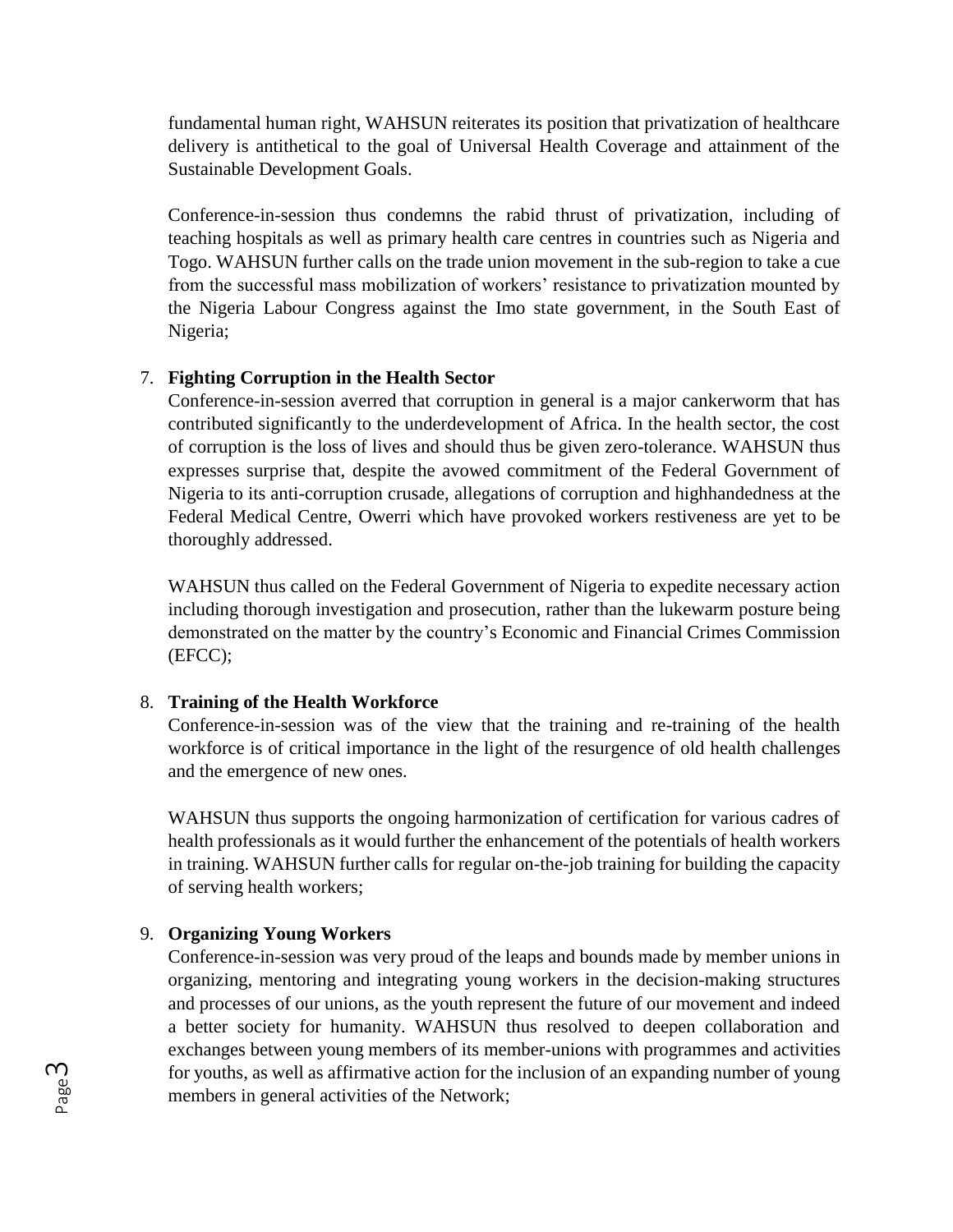fundamental human right, WAHSUN reiterates its position that privatization of healthcare delivery is antithetical to the goal of Universal Health Coverage and attainment of the Sustainable Development Goals.

Conference-in-session thus condemns the rabid thrust of privatization, including of teaching hospitals as well as primary health care centres in countries such as Nigeria and Togo. WAHSUN further calls on the trade union movement in the sub-region to take a cue from the successful mass mobilization of workers' resistance to privatization mounted by the Nigeria Labour Congress against the Imo state government, in the South East of Nigeria;

7. **Fighting Corruption in the Health Sector**

   Conference-in-session averred that corruption in general is a major cankerworm that has contributed significantly to the underdevelopment of Africa. In the health sector, the cost of corruption is the loss of lives and should thus be given zero-tolerance. WAHSUN thus expresses surprise that, despite the avowed commitment of the Federal Government of Nigeria to its anti-corruption crusade, allegations of corruption and highhandedness at the Federal Medical Centre, Owerri which have provoked workers restiveness are yet to be thoroughly addressed.

   WAHSUN thus called on the Federal Government of Nigeria to expedite necessary action including thorough investigation and prosecution, rather than the lukewarm posture being demonstrated on the matter by the country's Economic and Financial Crimes Commission (EFCC);

8. **Training of the Health Workforce**

   Conference-in-session was of the view that the training and re-training of the health workforce is of critical importance in the light of the resurgence of old health challenges and the emergence of new ones.

   WAHSUN thus supports the ongoing harmonization of certification for various cadres of health professionals as it would further the enhancement of the potentials of health workers in training. WAHSUN further calls for regular on-the-job training for building the capacity of serving health workers;

9. **Organizing Young Workers**

   Conference-in-session was very proud of the leaps and bounds made by member unions in organizing, mentoring and integrating young workers in the decision-making structures and processes of our unions, as the youth represent the future of our movement and indeed a better society for humanity. WAHSUN thus resolved to deepen collaboration and exchanges between young members of its member-unions with programmes and activities for youths, as well as affirmative action for the inclusion of an expanding number of young members in general activities of the Network;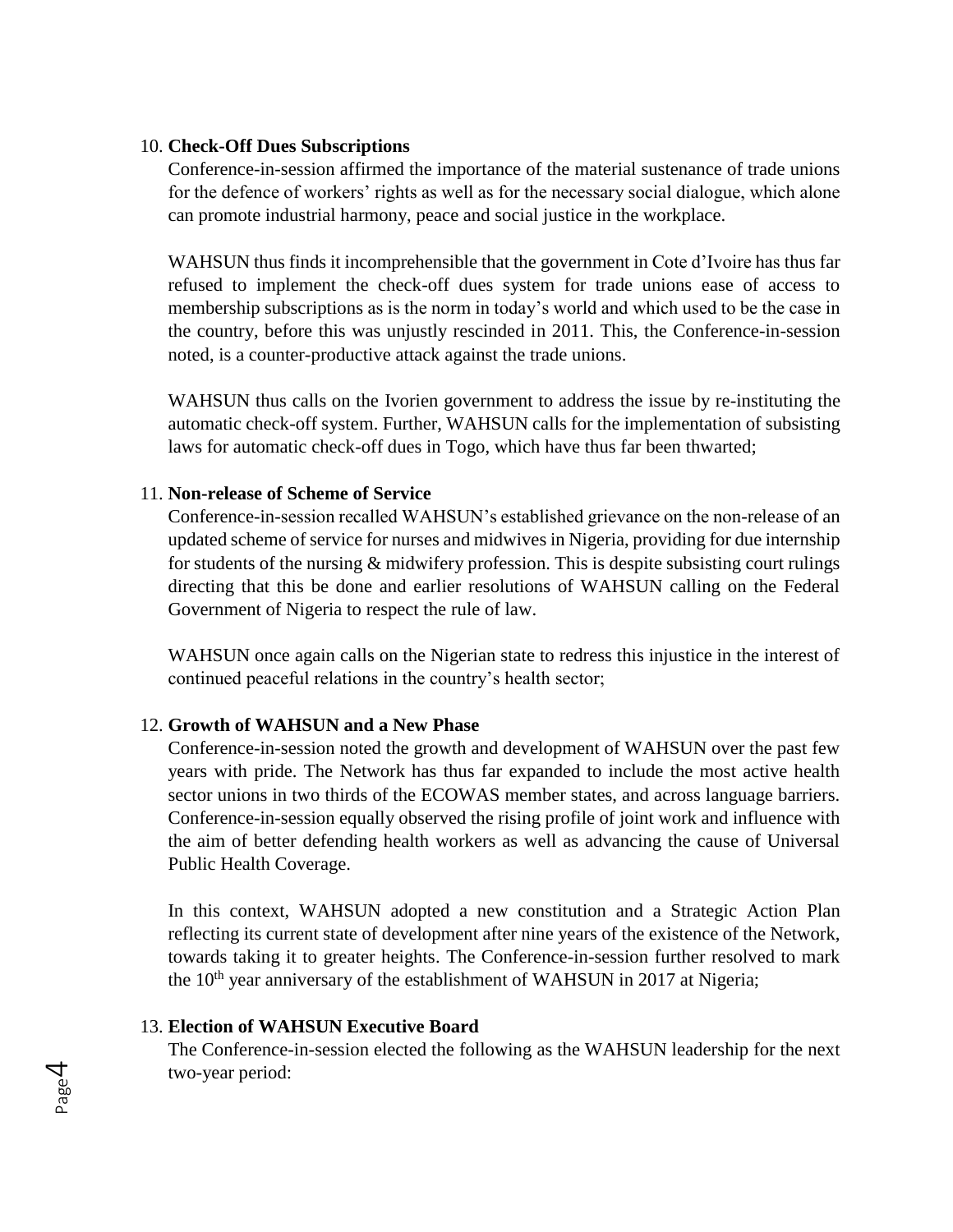10. **Check-Off Dues Subscriptions**

    Conference-in-session affirmed the importance of the material sustenance of trade unions for the defence of workers' rights as well as for the necessary social dialogue, which alone can promote industrial harmony, peace and social justice in the workplace.

    WAHSUN thus finds it incomprehensible that the government in Cote d'Ivoire has thus far refused to implement the check-off dues system for trade unions ease of access to membership subscriptions as is the norm in today's world and which used to be the case in the country, before this was unjustly rescinded in 2011. This, the Conference-in-session noted, is a counter-productive attack against the trade unions.

    WAHSUN thus calls on the Ivorien government to address the issue by re-instituting the automatic check-off system. Further, WAHSUN calls for the implementation of subsisting laws for automatic check-off dues in Togo, which have thus far been thwarted;

11. **Non-release of Scheme of Service**

    Conference-in-session recalled WAHSUN's established grievance on the non-release of an updated scheme of service for nurses and midwives in Nigeria, providing for due internship for students of the nursing & midwifery profession. This is despite subsisting court rulings directing that this be done and earlier resolutions of WAHSUN calling on the Federal Government of Nigeria to respect the rule of law.

    WAHSUN once again calls on the Nigerian state to redress this injustice in the interest of continued peaceful relations in the country's health sector;

12. **Growth of WAHSUN and a New Phase**

    Conference-in-session noted the growth and development of WAHSUN over the past few years with pride. The Network has thus far expanded to include the most active health sector unions in two thirds of the ECOWAS member states, and across language barriers. Conference-in-session equally observed the rising profile of joint work and influence with the aim of better defending health workers as well as advancing the cause of Universal Public Health Coverage.

    In this context, WAHSUN adopted a new constitution and a Strategic Action Plan reflecting its current state of development after nine years of the existence of the Network, towards taking it to greater heights. The Conference-in-session further resolved to mark the 10th year anniversary of the establishment of WAHSUN in 2017 at Nigeria;

13. **Election of WAHSUN Executive Board**

    The Conference-in-session elected the following as the WAHSUN leadership for the next two-year period: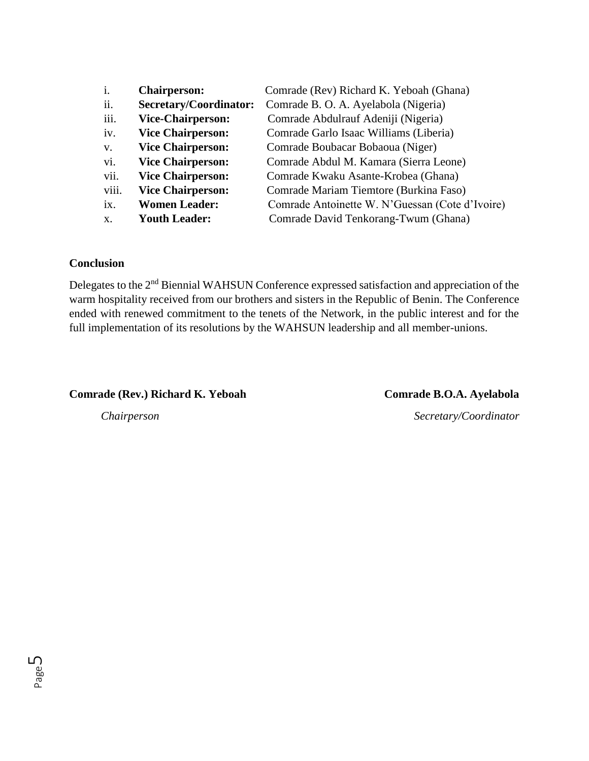i. **Chairperson:** Comrade (Rev) Richard K. Yeboah (Ghana)
ii. **Secretary/Coordinator:** Comrade B. O. A. Ayelabola (Nigeria)
iii. **Vice-Chairperson:** Comrade Abdulrauf Adeniji (Nigeria)
iv. **Vice Chairperson:** Comrade Garlo Isaac Williams (Liberia)
v. **Vice Chairperson:** Comrade Boubacar Bobaoua (Niger)
vi. **Vice Chairperson:** Comrade Abdul M. Kamara (Sierra Leone)
vii. **Vice Chairperson:** Comrade Kwaku Asante-Krobea (Ghana)
viii. **Vice Chairperson:** Comrade Mariam Tiemtore (Burkina Faso)
ix. **Women Leader:** Comrade Antoinette W. N'Guessan (Cote d'Ivoire)
x. **Youth Leader:** Comrade David Tenkorang-Twum (Ghana)

**Conclusion**

Delegates to the 2nd Biennial WAHSUN Conference expressed satisfaction and appreciation of the warm hospitality received from our brothers and sisters in the Republic of Benin. The Conference ended with renewed commitment to the tenets of the Network, in the public interest and for the full implementation of its resolutions by the WAHSUN leadership and all member-unions.

**Comrade (Rev.) Richard K. Yeboah**
*Chairperson*

**Comrade B.O.A. Ayelabola**
*Secretary/Coordinator*